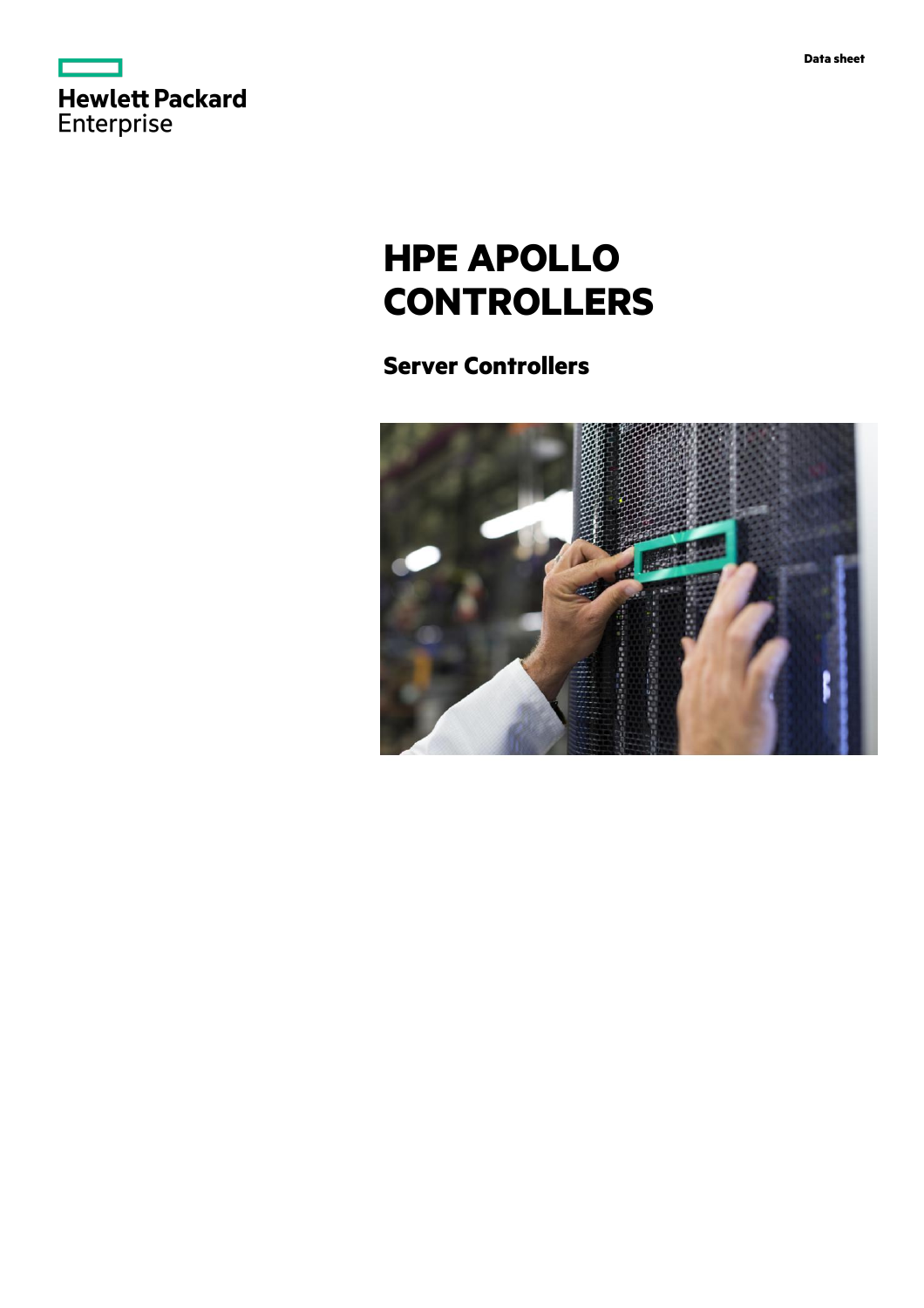Hewlett Packard Enterprise

Data sheet

# HPE APOLLO CONTROLLERS

## Server Controllers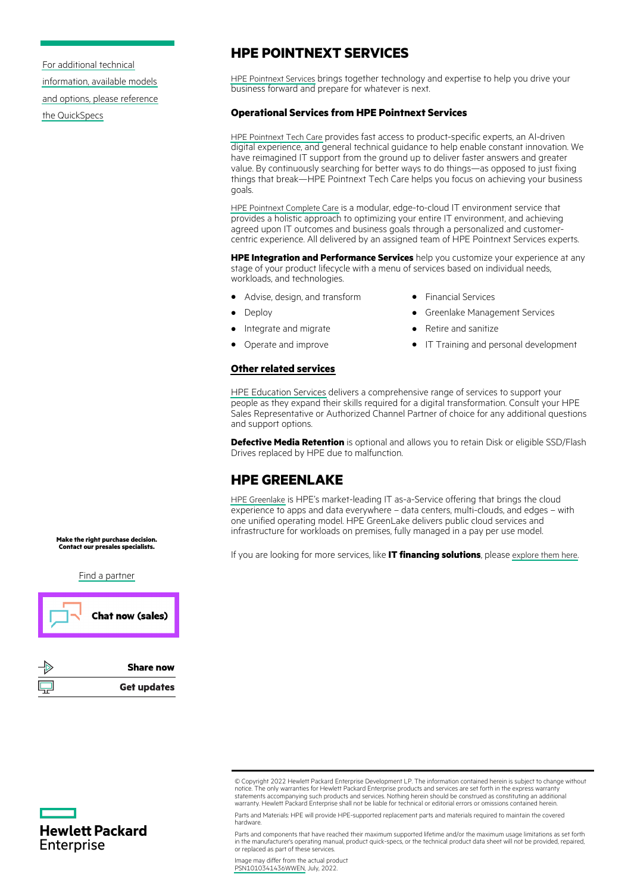For additional technical information, available models and options, please reference the QuickSpecs

## HPE POINTNEXT SERVICES

HPE Pointnext Services brings together technology and expertise to help you drive your business forward and prepare for whatever is next.

### Operational Services from HPE Pointnext Services

HPE Pointnext Tech Care provides fast access to product-specific experts, an AI-driven digital experience, and general technical guidance to help enable constant innovation. We have reimagined IT support from the ground up to deliver faster answers and greater value. By continuously searching for better ways to do things—as opposed to just fixing things that break—HPE Pointnext Tech Care helps you focus on achieving your business goals.

HPE Pointnext Complete Care is a modular, edge-to-cloud IT environment service that provides a holistic approach to optimizing your entire IT environment, and achieving agreed upon IT outcomes and business goals through a personalized and customer-centric experience. All delivered by an assigned team of HPE Pointnext Services experts.

**HPE Integration and Performance Services** help you customize your experience at any stage of your product lifecycle with a menu of services based on individual needs, workloads, and technologies.

- Advise, design, and transform
- Deploy
- Integrate and migrate
- Operate and improve
- Financial Services
- Greenlake Management Services
- Retire and sanitize
- IT Training and personal development

### Other related services

HPE Education Services delivers a comprehensive range of services to support your people as they expand their skills required for a digital transformation. Consult your HPE Sales Representative or Authorized Channel Partner of choice for any additional questions and support options.

**Defective Media Retention** is optional and allows you to retain Disk or eligible SSD/Flash Drives replaced by HPE due to malfunction.

## HPE GREENLAKE

HPE Greenlake is HPE's market-leading IT as-a-Service offering that brings the cloud experience to apps and data everywhere – data centers, multi-clouds, and edges – with one unified operating model. HPE GreenLake delivers public cloud services and infrastructure for workloads on premises, fully managed in a pay per use model.

If you are looking for more services, like **IT financing solutions**, please explore them here.

**Make the right purchase decision. Contact our presales specialists.**

Find a partner

Chat now (sales)

Share now

Get updates

© Copyright 2022 Hewlett Packard Enterprise Development LP. The information contained herein is subject to change without notice. The only warranties for Hewlett Packard Enterprise products and services are set forth in the express warranty statements accompanying such products and services. Nothing herein should be construed as constituting an additional warranty. Hewlett Packard Enterprise shall not be liable for technical or editorial errors or omissions contained herein.

Parts and Materials: HPE will provide HPE-supported replacement parts and materials required to maintain the covered hardware.

Parts and components that have reached their maximum supported lifetime and/or the maximum usage limitations as set forth in the manufacturer's operating manual, product quick-specs, or the technical product data sheet will not be provided, repaired, or replaced as part of these services.

Image may differ from the actual product

PSN1010341436WWEN, July, 2022.

Hewlett Packard Enterprise